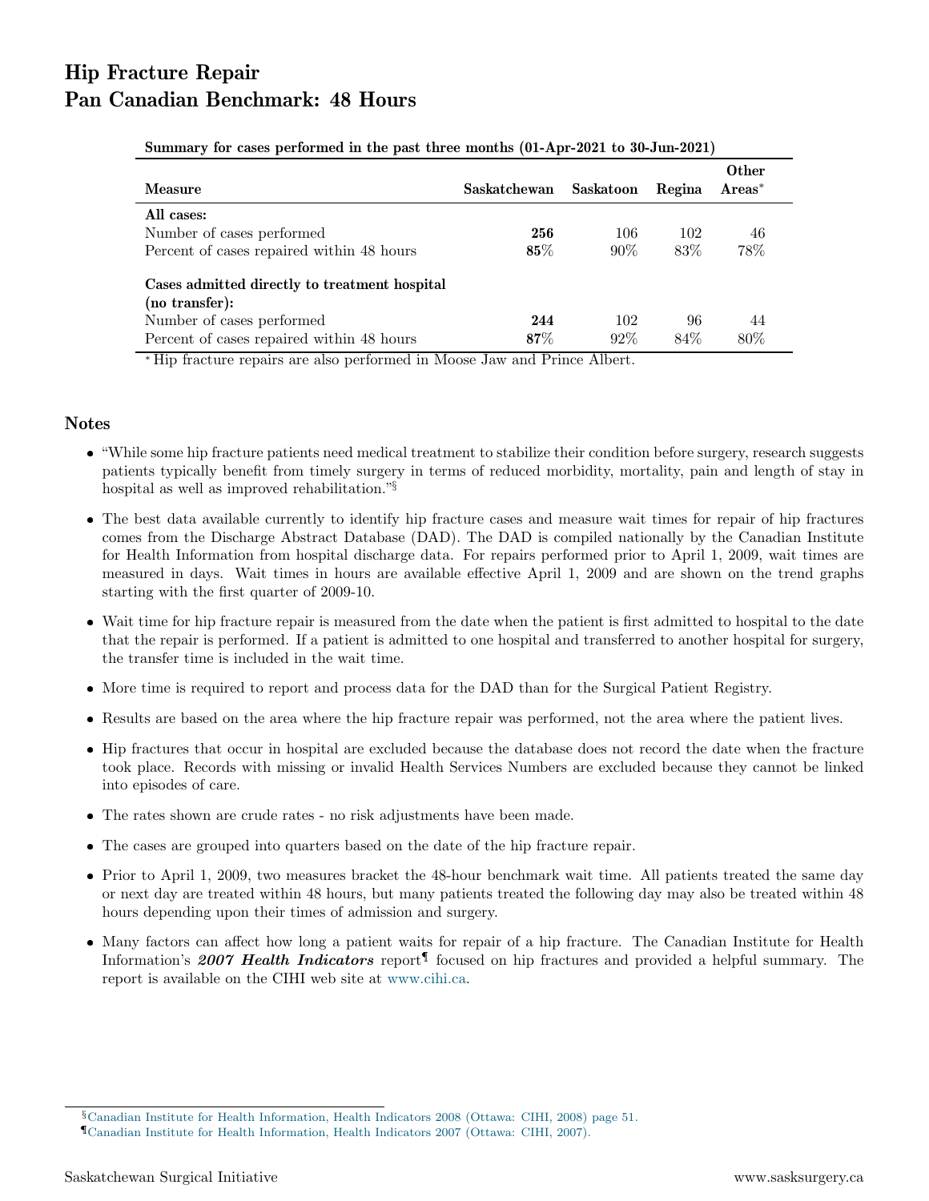# Hip Fracture Repair
# Pan Canadian Benchmark: 48 Hours

**Summary for cases performed in the past three months (01-Apr-2021 to 30-Jun-2021)**

| Measure | Saskatchewan | Saskatoon | Regina | Other Areas* |
|---|---|---|---|---|
| **All cases:** | | | | |
| Number of cases performed | **256** | 106 | 102 | 46 |
| Percent of cases repaired within 48 hours | **85%** | 90% | 83% | 78% |
| **Cases admitted directly to treatment hospital (no transfer):** | | | | |
| Number of cases performed | **244** | 102 | 96 | 44 |
| Percent of cases repaired within 48 hours | **87%** | 92% | 84% | 80% |

* Hip fracture repairs are also performed in Moose Jaw and Prince Albert.

## Notes

- "While some hip fracture patients need medical treatment to stabilize their condition before surgery, research suggests patients typically benefit from timely surgery in terms of reduced morbidity, mortality, pain and length of stay in hospital as well as improved rehabilitation."[§]
- The best data available currently to identify hip fracture cases and measure wait times for repair of hip fractures comes from the Discharge Abstract Database (DAD). The DAD is compiled nationally by the Canadian Institute for Health Information from hospital discharge data. For repairs performed prior to April 1, 2009, wait times are measured in days. Wait times in hours are available effective April 1, 2009 and are shown on the trend graphs starting with the first quarter of 2009-10.
- Wait time for hip fracture repair is measured from the date when the patient is first admitted to hospital to the date that the repair is performed. If a patient is admitted to one hospital and transferred to another hospital for surgery, the transfer time is included in the wait time.
- More time is required to report and process data for the DAD than for the Surgical Patient Registry.
- Results are based on the area where the hip fracture repair was performed, not the area where the patient lives.
- Hip fractures that occur in hospital are excluded because the database does not record the date when the fracture took place. Records with missing or invalid Health Services Numbers are excluded because they cannot be linked into episodes of care.
- The rates shown are crude rates - no risk adjustments have been made.
- The cases are grouped into quarters based on the date of the hip fracture repair.
- Prior to April 1, 2009, two measures bracket the 48-hour benchmark wait time. All patients treated the same day or next day are treated within 48 hours, but many patients treated the following day may also be treated within 48 hours depending upon their times of admission and surgery.
- Many factors can affect how long a patient waits for repair of a hip fracture. The Canadian Institute for Health Information's ***2007 Health Indicators*** report[¶] focused on hip fractures and provided a helpful summary. The report is available on the CIHI web site at www.cihi.ca.

[§] Canadian Institute for Health Information, Health Indicators 2008 (Ottawa: CIHI, 2008) page 51.

[¶] Canadian Institute for Health Information, Health Indicators 2007 (Ottawa: CIHI, 2007).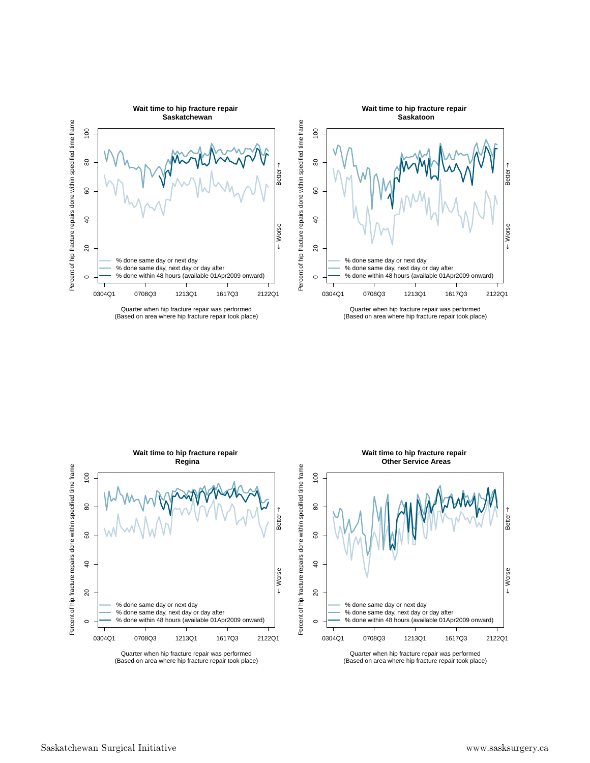**Wait time to hip fracture repair**
**Saskatchewan**

Percent of hip fracture repairs done within specified time frame

0
20
40
60
80
100

Better →
← Worse

% done same day or next day
% done same day, next day or day after
% done within 48 hours (available 01Apr2009 onward)

0304Q1
0708Q3
1213Q1
1617Q3
2122Q1

Quarter when hip fracture repair was performed
(Based on area where hip fracture repair took place)

**Wait time to hip fracture repair**
**Saskatoon**

Percent of hip fracture repairs done within specified time frame

0
20
40
60
80
100

Better →
← Worse

% done same day or next day
% done same day, next day or day after
% done within 48 hours (available 01Apr2009 onward)

0304Q1
0708Q3
1213Q1
1617Q3
2122Q1

Quarter when hip fracture repair was performed
(Based on area where hip fracture repair took place)

**Wait time to hip fracture repair**
**Regina**

Percent of hip fracture repairs done within specified time frame

0
20
40
60
80
100

Better →
← Worse

% done same day or next day
% done same day, next day or day after
% done within 48 hours (available 01Apr2009 onward)

0304Q1
0708Q3
1213Q1
1617Q3
2122Q1

Quarter when hip fracture repair was performed
(Based on area where hip fracture repair took place)

**Wait time to hip fracture repair**
**Other Service Areas**

Percent of hip fracture repairs done within specified time frame

0
20
40
60
80
100

Better →
← Worse

% done same day or next day
% done same day, next day or day after
% done within 48 hours (available 01Apr2009 onward)

0304Q1
0708Q3
1213Q1
1617Q3
2122Q1

Quarter when hip fracture repair was performed
(Based on area where hip fracture repair took place)